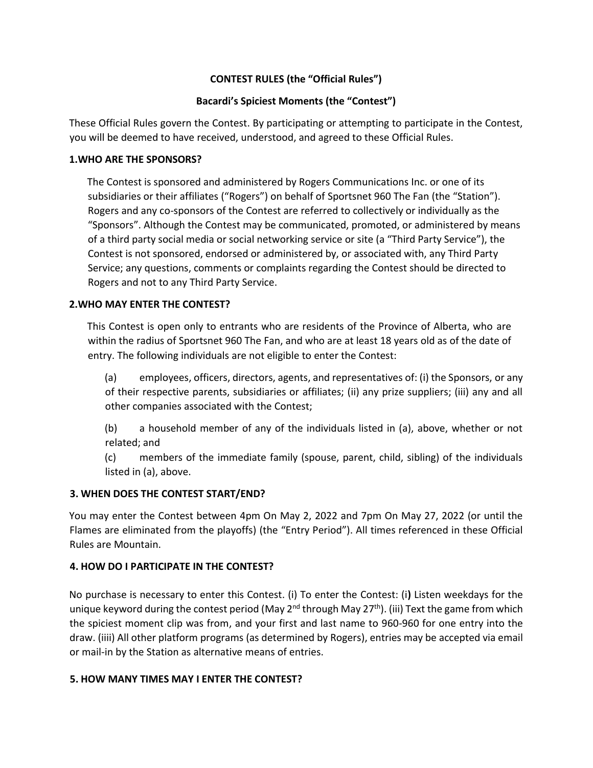**CONTEST RULES (the "Official Rules")**

**Bacardi's Spiciest Moments (the "Contest")**

These Official Rules govern the Contest. By participating or attempting to participate in the Contest, you will be deemed to have received, understood, and agreed to these Official Rules.

**1.WHO ARE THE SPONSORS?**

The Contest is sponsored and administered by Rogers Communications Inc. or one of its subsidiaries or their affiliates ("Rogers") on behalf of Sportsnet 960 The Fan (the "Station"). Rogers and any co-sponsors of the Contest are referred to collectively or individually as the "Sponsors". Although the Contest may be communicated, promoted, or administered by means of a third party social media or social networking service or site (a "Third Party Service"), the Contest is not sponsored, endorsed or administered by, or associated with, any Third Party Service; any questions, comments or complaints regarding the Contest should be directed to Rogers and not to any Third Party Service.

**2.WHO MAY ENTER THE CONTEST?**

This Contest is open only to entrants who are residents of the Province of Alberta, who are within the radius of Sportsnet 960 The Fan, and who are at least 18 years old as of the date of entry. The following individuals are not eligible to enter the Contest:

(a) employees, officers, directors, agents, and representatives of: (i) the Sponsors, or any of their respective parents, subsidiaries or affiliates; (ii) any prize suppliers; (iii) any and all other companies associated with the Contest;

(b) a household member of any of the individuals listed in (a), above, whether or not related; and

(c) members of the immediate family (spouse, parent, child, sibling) of the individuals listed in (a), above.

**3. WHEN DOES THE CONTEST START/END?**

You may enter the Contest between 4pm On May 2, 2022 and 7pm On May 27, 2022 (or until the Flames are eliminated from the playoffs) (the "Entry Period"). All times referenced in these Official Rules are Mountain.

**4. HOW DO I PARTICIPATE IN THE CONTEST?**

No purchase is necessary to enter this Contest. (i) To enter the Contest: (i**)** Listen weekdays for the unique keyword during the contest period (May 2nd through May 27th). (iii) Text the game from which the spiciest moment clip was from, and your first and last name to 960-960 for one entry into the draw. (iiii) All other platform programs (as determined by Rogers), entries may be accepted via email or mail-in by the Station as alternative means of entries.

**5. HOW MANY TIMES MAY I ENTER THE CONTEST?**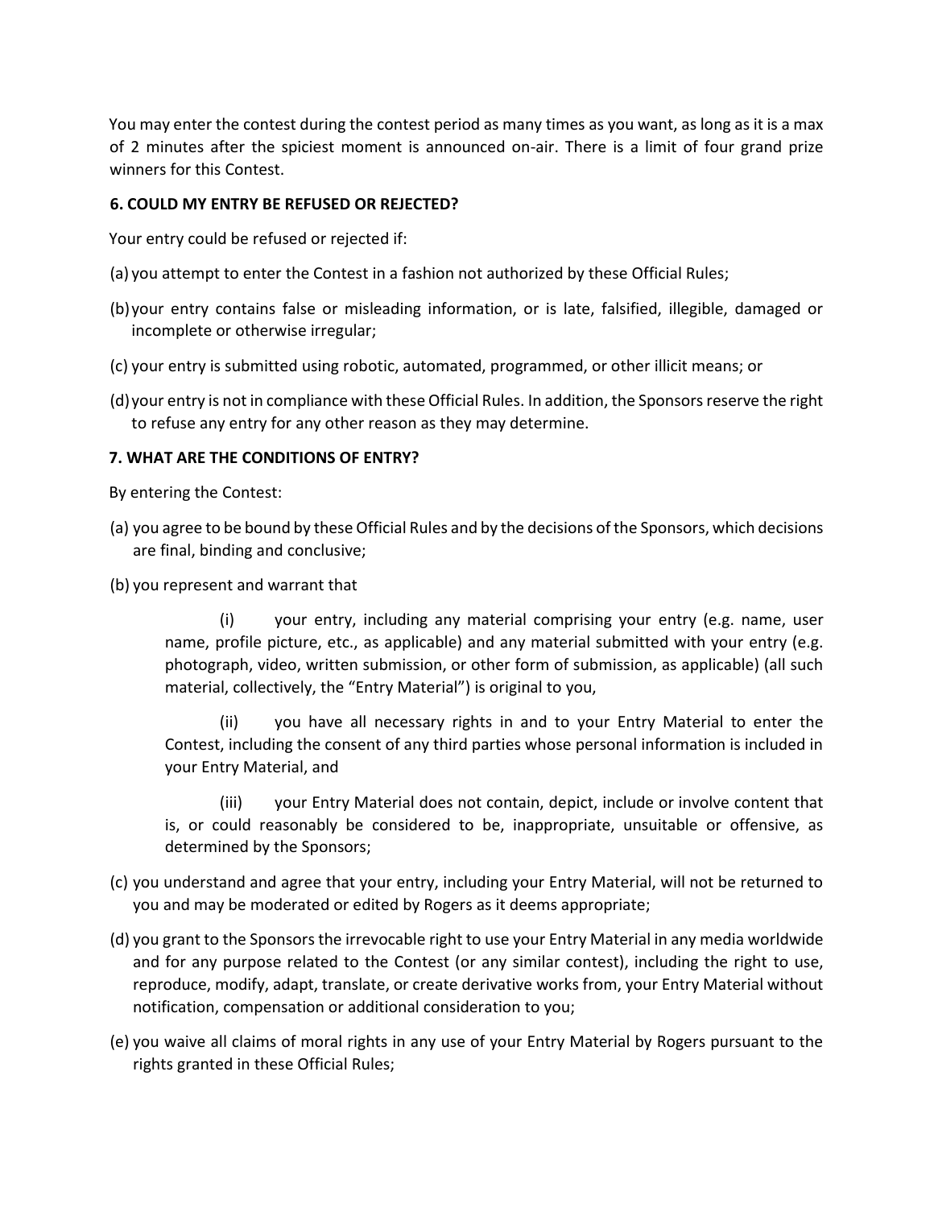You may enter the contest during the contest period as many times as you want, as long as it is a max of 2 minutes after the spiciest moment is announced on-air. There is a limit of four grand prize winners for this Contest.

**6. COULD MY ENTRY BE REFUSED OR REJECTED?**

Your entry could be refused or rejected if:

(a) you attempt to enter the Contest in a fashion not authorized by these Official Rules;

(b) your entry contains false or misleading information, or is late, falsified, illegible, damaged or incomplete or otherwise irregular;

(c) your entry is submitted using robotic, automated, programmed, or other illicit means; or

(d) your entry is not in compliance with these Official Rules. In addition, the Sponsors reserve the right to refuse any entry for any other reason as they may determine.

**7. WHAT ARE THE CONDITIONS OF ENTRY?**

By entering the Contest:

(a) you agree to be bound by these Official Rules and by the decisions of the Sponsors, which decisions are final, binding and conclusive;

(b) you represent and warrant that

(i) your entry, including any material comprising your entry (e.g. name, user name, profile picture, etc., as applicable) and any material submitted with your entry (e.g. photograph, video, written submission, or other form of submission, as applicable) (all such material, collectively, the "Entry Material") is original to you,

(ii) you have all necessary rights in and to your Entry Material to enter the Contest, including the consent of any third parties whose personal information is included in your Entry Material, and

(iii) your Entry Material does not contain, depict, include or involve content that is, or could reasonably be considered to be, inappropriate, unsuitable or offensive, as determined by the Sponsors;

(c) you understand and agree that your entry, including your Entry Material, will not be returned to you and may be moderated or edited by Rogers as it deems appropriate;

(d) you grant to the Sponsors the irrevocable right to use your Entry Material in any media worldwide and for any purpose related to the Contest (or any similar contest), including the right to use, reproduce, modify, adapt, translate, or create derivative works from, your Entry Material without notification, compensation or additional consideration to you;

(e) you waive all claims of moral rights in any use of your Entry Material by Rogers pursuant to the rights granted in these Official Rules;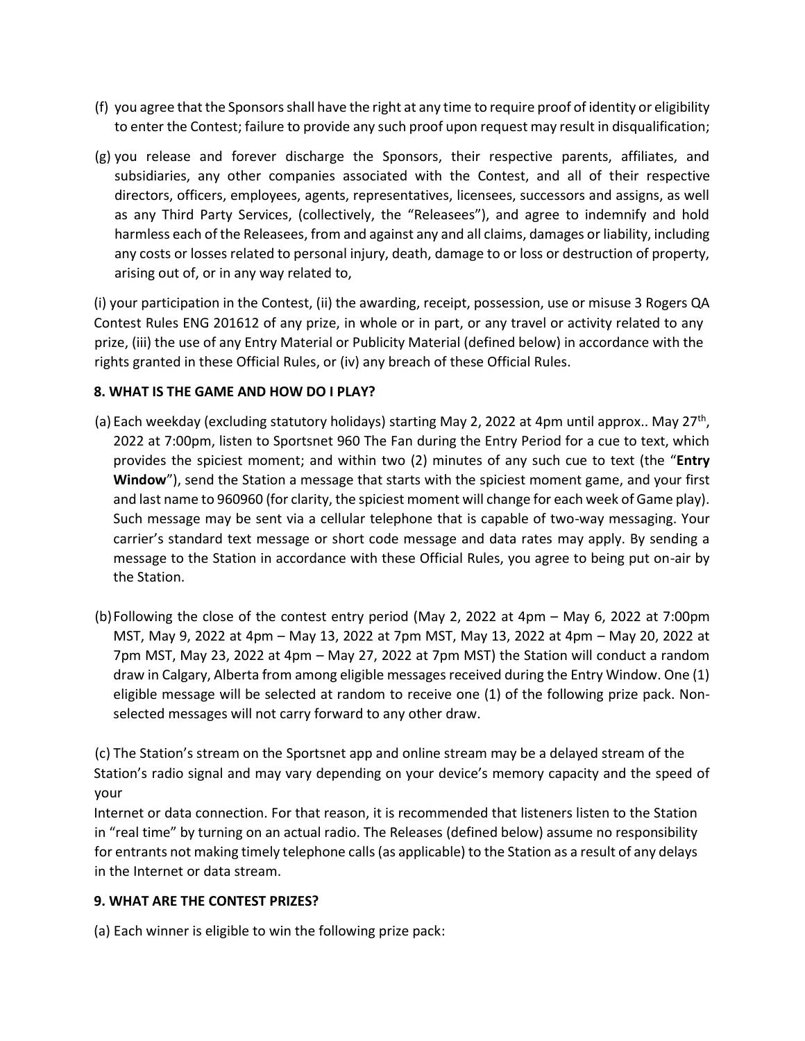(f) you agree that the Sponsors shall have the right at any time to require proof of identity or eligibility to enter the Contest; failure to provide any such proof upon request may result in disqualification;

(g) you release and forever discharge the Sponsors, their respective parents, affiliates, and subsidiaries, any other companies associated with the Contest, and all of their respective directors, officers, employees, agents, representatives, licensees, successors and assigns, as well as any Third Party Services, (collectively, the "Releasees"), and agree to indemnify and hold harmless each of the Releasees, from and against any and all claims, damages or liability, including any costs or losses related to personal injury, death, damage to or loss or destruction of property, arising out of, or in any way related to,

(i) your participation in the Contest, (ii) the awarding, receipt, possession, use or misuse 3 Rogers QA Contest Rules ENG 201612 of any prize, in whole or in part, or any travel or activity related to any prize, (iii) the use of any Entry Material or Publicity Material (defined below) in accordance with the rights granted in these Official Rules, or (iv) any breach of these Official Rules.

**8. WHAT IS THE GAME AND HOW DO I PLAY?**

(a) Each weekday (excluding statutory holidays) starting May 2, 2022 at 4pm until approx.. May 27th, 2022 at 7:00pm, listen to Sportsnet 960 The Fan during the Entry Period for a cue to text, which provides the spiciest moment; and within two (2) minutes of any such cue to text (the "**Entry Window**"), send the Station a message that starts with the spiciest moment game, and your first and last name to 960960 (for clarity, the spiciest moment will change for each week of Game play). Such message may be sent via a cellular telephone that is capable of two-way messaging. Your carrier's standard text message or short code message and data rates may apply. By sending a message to the Station in accordance with these Official Rules, you agree to being put on-air by the Station.

(b) Following the close of the contest entry period (May 2, 2022 at 4pm – May 6, 2022 at 7:00pm MST, May 9, 2022 at 4pm – May 13, 2022 at 7pm MST, May 13, 2022 at 4pm – May 20, 2022 at 7pm MST, May 23, 2022 at 4pm – May 27, 2022 at 7pm MST) the Station will conduct a random draw in Calgary, Alberta from among eligible messages received during the Entry Window. One (1) eligible message will be selected at random to receive one (1) of the following prize pack. Non-selected messages will not carry forward to any other draw.

(c) The Station's stream on the Sportsnet app and online stream may be a delayed stream of the Station's radio signal and may vary depending on your device's memory capacity and the speed of your Internet or data connection. For that reason, it is recommended that listeners listen to the Station in "real time" by turning on an actual radio. The Releases (defined below) assume no responsibility for entrants not making timely telephone calls (as applicable) to the Station as a result of any delays in the Internet or data stream.

**9. WHAT ARE THE CONTEST PRIZES?**

(a) Each winner is eligible to win the following prize pack: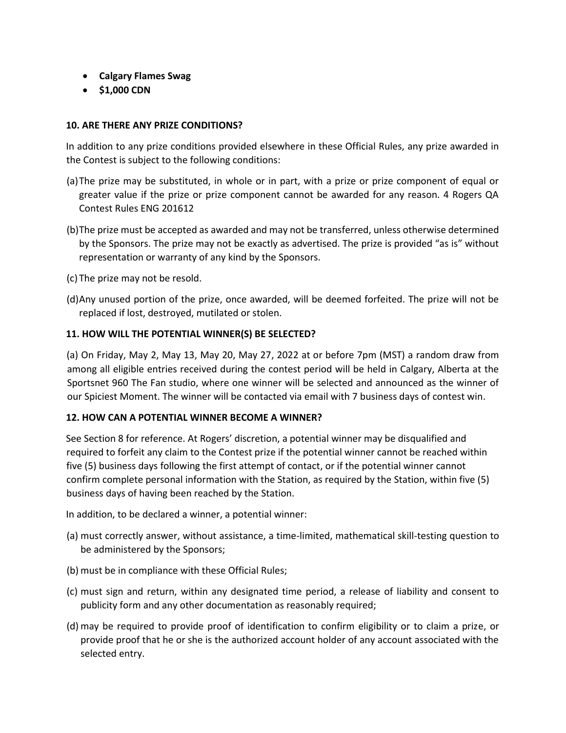- **Calgary Flames Swag**
- **$1,000 CDN**

**10. ARE THERE ANY PRIZE CONDITIONS?**

In addition to any prize conditions provided elsewhere in these Official Rules, any prize awarded in the Contest is subject to the following conditions:

(a) The prize may be substituted, in whole or in part, with a prize or prize component of equal or greater value if the prize or prize component cannot be awarded for any reason. 4 Rogers QA Contest Rules ENG 201612

(b) The prize must be accepted as awarded and may not be transferred, unless otherwise determined by the Sponsors. The prize may not be exactly as advertised. The prize is provided "as is" without representation or warranty of any kind by the Sponsors.

(c) The prize may not be resold.

(d) Any unused portion of the prize, once awarded, will be deemed forfeited. The prize will not be replaced if lost, destroyed, mutilated or stolen.

**11. HOW WILL THE POTENTIAL WINNER(S) BE SELECTED?**

(a) On Friday, May 2, May 13, May 20, May 27, 2022 at or before 7pm (MST) a random draw from among all eligible entries received during the contest period will be held in Calgary, Alberta at the Sportsnet 960 The Fan studio, where one winner will be selected and announced as the winner of our Spiciest Moment. The winner will be contacted via email with 7 business days of contest win.

**12. HOW CAN A POTENTIAL WINNER BECOME A WINNER?**

See Section 8 for reference. At Rogers' discretion, a potential winner may be disqualified and required to forfeit any claim to the Contest prize if the potential winner cannot be reached within five (5) business days following the first attempt of contact, or if the potential winner cannot confirm complete personal information with the Station, as required by the Station, within five (5) business days of having been reached by the Station.

In addition, to be declared a winner, a potential winner:

(a) must correctly answer, without assistance, a time-limited, mathematical skill-testing question to be administered by the Sponsors;

(b) must be in compliance with these Official Rules;

(c) must sign and return, within any designated time period, a release of liability and consent to publicity form and any other documentation as reasonably required;

(d) may be required to provide proof of identification to confirm eligibility or to claim a prize, or provide proof that he or she is the authorized account holder of any account associated with the selected entry.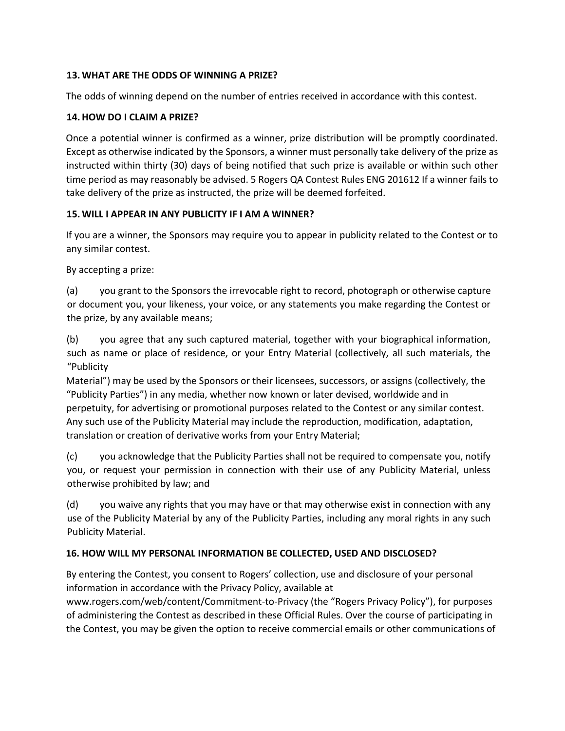## 13. WHAT ARE THE ODDS OF WINNING A PRIZE?

The odds of winning depend on the number of entries received in accordance with this contest.

## 14. HOW DO I CLAIM A PRIZE?

Once a potential winner is confirmed as a winner, prize distribution will be promptly coordinated. Except as otherwise indicated by the Sponsors, a winner must personally take delivery of the prize as instructed within thirty (30) days of being notified that such prize is available or within such other time period as may reasonably be advised. 5 Rogers QA Contest Rules ENG 201612 If a winner fails to take delivery of the prize as instructed, the prize will be deemed forfeited.

## 15. WILL I APPEAR IN ANY PUBLICITY IF I AM A WINNER?

If you are a winner, the Sponsors may require you to appear in publicity related to the Contest or to any similar contest.

By accepting a prize:

(a) you grant to the Sponsors the irrevocable right to record, photograph or otherwise capture or document you, your likeness, your voice, or any statements you make regarding the Contest or the prize, by any available means;

(b) you agree that any such captured material, together with your biographical information, such as name or place of residence, or your Entry Material (collectively, all such materials, the "Publicity Material") may be used by the Sponsors or their licensees, successors, or assigns (collectively, the "Publicity Parties") in any media, whether now known or later devised, worldwide and in perpetuity, for advertising or promotional purposes related to the Contest or any similar contest. Any such use of the Publicity Material may include the reproduction, modification, adaptation, translation or creation of derivative works from your Entry Material;

(c) you acknowledge that the Publicity Parties shall not be required to compensate you, notify you, or request your permission in connection with their use of any Publicity Material, unless otherwise prohibited by law; and

(d) you waive any rights that you may have or that may otherwise exist in connection with any use of the Publicity Material by any of the Publicity Parties, including any moral rights in any such Publicity Material.

## 16. HOW WILL MY PERSONAL INFORMATION BE COLLECTED, USED AND DISCLOSED?

By entering the Contest, you consent to Rogers' collection, use and disclosure of your personal information in accordance with the Privacy Policy, available at www.rogers.com/web/content/Commitment-to-Privacy (the "Rogers Privacy Policy"), for purposes of administering the Contest as described in these Official Rules. Over the course of participating in the Contest, you may be given the option to receive commercial emails or other communications of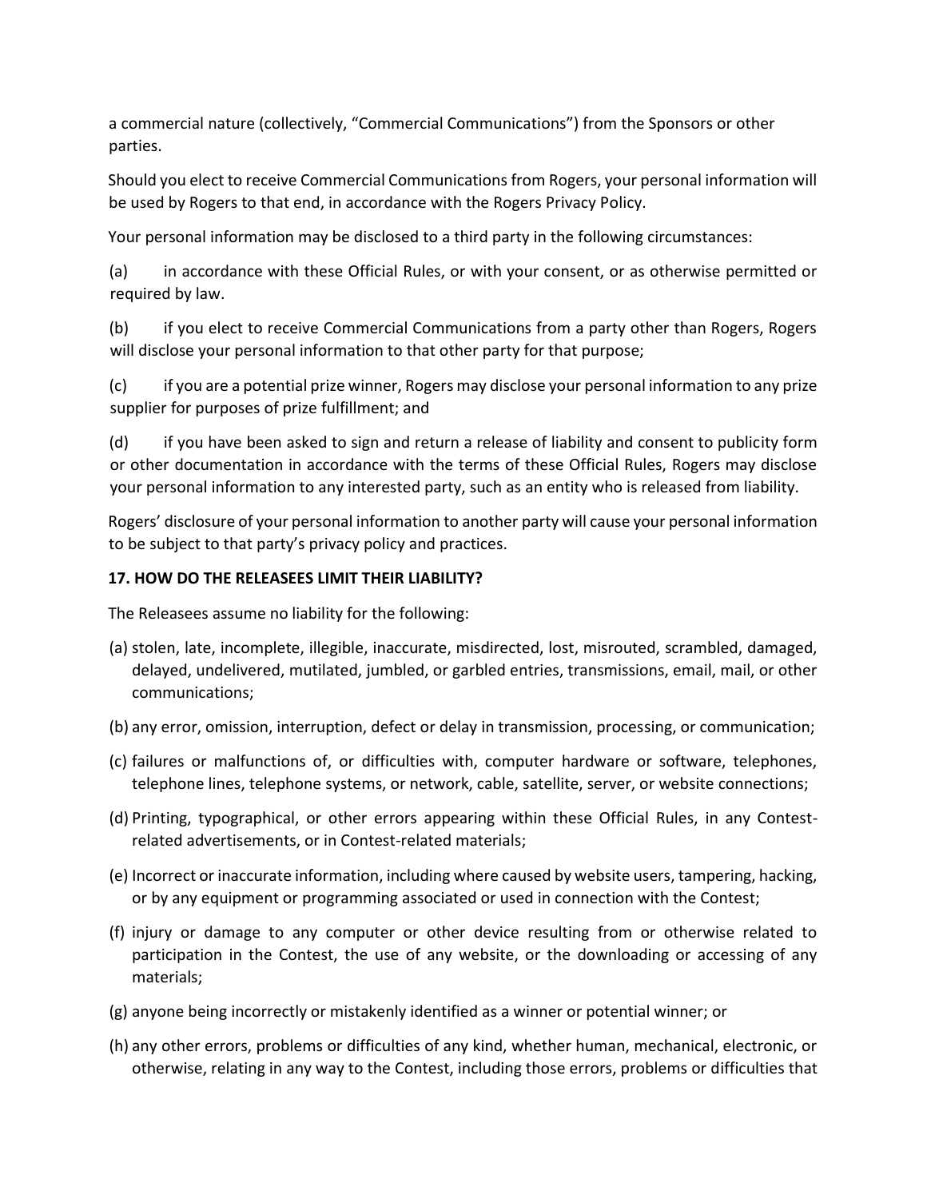a commercial nature (collectively, "Commercial Communications") from the Sponsors or other parties.

Should you elect to receive Commercial Communications from Rogers, your personal information will be used by Rogers to that end, in accordance with the Rogers Privacy Policy.

Your personal information may be disclosed to a third party in the following circumstances:

(a) in accordance with these Official Rules, or with your consent, or as otherwise permitted or required by law.

(b) if you elect to receive Commercial Communications from a party other than Rogers, Rogers will disclose your personal information to that other party for that purpose;

(c) if you are a potential prize winner, Rogers may disclose your personal information to any prize supplier for purposes of prize fulfillment; and

(d) if you have been asked to sign and return a release of liability and consent to publicity form or other documentation in accordance with the terms of these Official Rules, Rogers may disclose your personal information to any interested party, such as an entity who is released from liability.

Rogers' disclosure of your personal information to another party will cause your personal information to be subject to that party's privacy policy and practices.

**17. HOW DO THE RELEASEES LIMIT THEIR LIABILITY?**

The Releasees assume no liability for the following:

(a) stolen, late, incomplete, illegible, inaccurate, misdirected, lost, misrouted, scrambled, damaged, delayed, undelivered, mutilated, jumbled, or garbled entries, transmissions, email, mail, or other communications;

(b) any error, omission, interruption, defect or delay in transmission, processing, or communication;

(c) failures or malfunctions of, or difficulties with, computer hardware or software, telephones, telephone lines, telephone systems, or network, cable, satellite, server, or website connections;

(d) Printing, typographical, or other errors appearing within these Official Rules, in any Contest-related advertisements, or in Contest-related materials;

(e) Incorrect or inaccurate information, including where caused by website users, tampering, hacking, or by any equipment or programming associated or used in connection with the Contest;

(f) injury or damage to any computer or other device resulting from or otherwise related to participation in the Contest, the use of any website, or the downloading or accessing of any materials;

(g) anyone being incorrectly or mistakenly identified as a winner or potential winner; or

(h) any other errors, problems or difficulties of any kind, whether human, mechanical, electronic, or otherwise, relating in any way to the Contest, including those errors, problems or difficulties that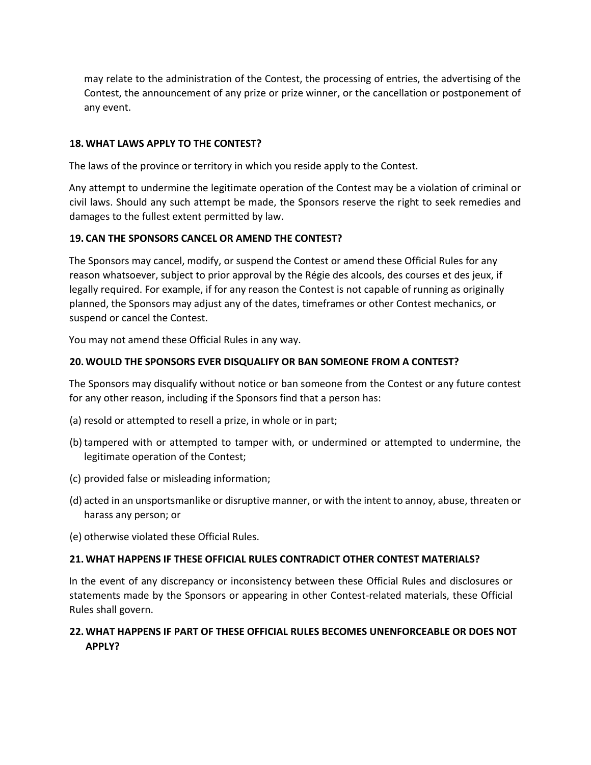may relate to the administration of the Contest, the processing of entries, the advertising of the Contest, the announcement of any prize or prize winner, or the cancellation or postponement of any event.

## 18. WHAT LAWS APPLY TO THE CONTEST?

The laws of the province or territory in which you reside apply to the Contest.

Any attempt to undermine the legitimate operation of the Contest may be a violation of criminal or civil laws. Should any such attempt be made, the Sponsors reserve the right to seek remedies and damages to the fullest extent permitted by law.

## 19. CAN THE SPONSORS CANCEL OR AMEND THE CONTEST?

The Sponsors may cancel, modify, or suspend the Contest or amend these Official Rules for any reason whatsoever, subject to prior approval by the Régie des alcools, des courses et des jeux, if legally required. For example, if for any reason the Contest is not capable of running as originally planned, the Sponsors may adjust any of the dates, timeframes or other Contest mechanics, or suspend or cancel the Contest.

You may not amend these Official Rules in any way.

## 20. WOULD THE SPONSORS EVER DISQUALIFY OR BAN SOMEONE FROM A CONTEST?

The Sponsors may disqualify without notice or ban someone from the Contest or any future contest for any other reason, including if the Sponsors find that a person has:

(a) resold or attempted to resell a prize, in whole or in part;

(b) tampered with or attempted to tamper with, or undermined or attempted to undermine, the legitimate operation of the Contest;

(c) provided false or misleading information;

(d) acted in an unsportsmanlike or disruptive manner, or with the intent to annoy, abuse, threaten or harass any person; or

(e) otherwise violated these Official Rules.

## 21. WHAT HAPPENS IF THESE OFFICIAL RULES CONTRADICT OTHER CONTEST MATERIALS?

In the event of any discrepancy or inconsistency between these Official Rules and disclosures or statements made by the Sponsors or appearing in other Contest-related materials, these Official Rules shall govern.

## 22. WHAT HAPPENS IF PART OF THESE OFFICIAL RULES BECOMES UNENFORCEABLE OR DOES NOT APPLY?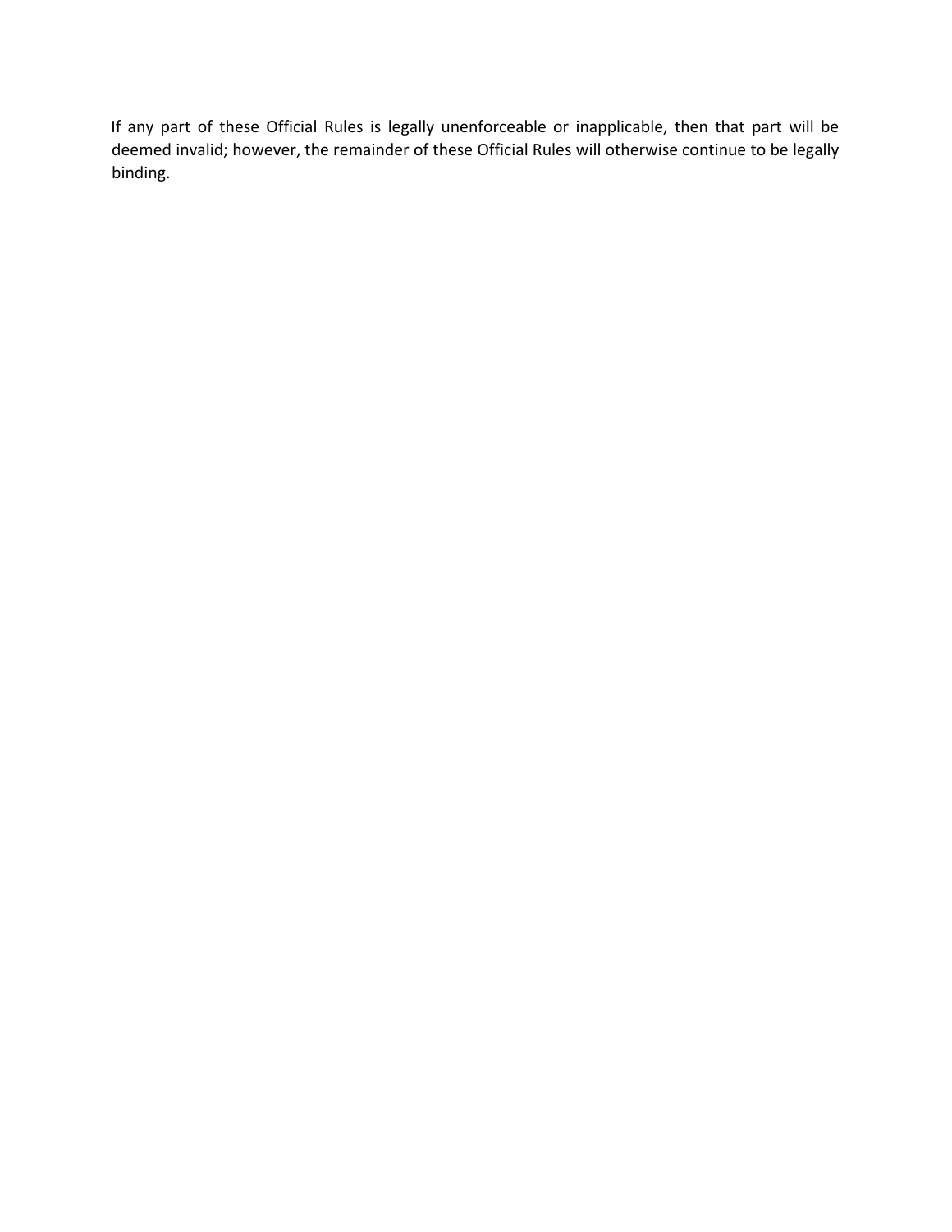If any part of these Official Rules is legally unenforceable or inapplicable, then that part will be deemed invalid; however, the remainder of these Official Rules will otherwise continue to be legally binding.